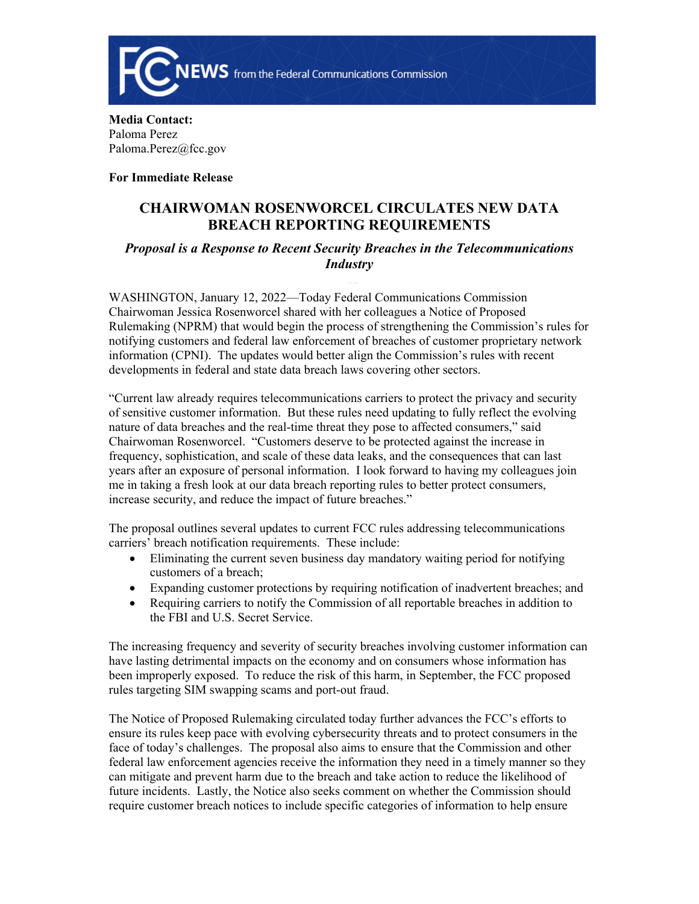**FCC NEWS** from the Federal Communications Commission

**Media Contact:**
Paloma Perez
Paloma.Perez@fcc.gov

**For Immediate Release**

# CHAIRWOMAN ROSENWORCEL CIRCULATES NEW DATA BREACH REPORTING REQUIREMENTS

### *Proposal is a Response to Recent Security Breaches in the Telecommunications Industry*

WASHINGTON, January 12, 2022—Today Federal Communications Commission Chairwoman Jessica Rosenworcel shared with her colleagues a Notice of Proposed Rulemaking (NPRM) that would begin the process of strengthening the Commission's rules for notifying customers and federal law enforcement of breaches of customer proprietary network information (CPNI). The updates would better align the Commission's rules with recent developments in federal and state data breach laws covering other sectors.

"Current law already requires telecommunications carriers to protect the privacy and security of sensitive customer information. But these rules need updating to fully reflect the evolving nature of data breaches and the real-time threat they pose to affected consumers," said Chairwoman Rosenworcel. "Customers deserve to be protected against the increase in frequency, sophistication, and scale of these data leaks, and the consequences that can last years after an exposure of personal information. I look forward to having my colleagues join me in taking a fresh look at our data breach reporting rules to better protect consumers, increase security, and reduce the impact of future breaches."

The proposal outlines several updates to current FCC rules addressing telecommunications carriers' breach notification requirements. These include:

- Eliminating the current seven business day mandatory waiting period for notifying customers of a breach;
- Expanding customer protections by requiring notification of inadvertent breaches; and
- Requiring carriers to notify the Commission of all reportable breaches in addition to the FBI and U.S. Secret Service.

The increasing frequency and severity of security breaches involving customer information can have lasting detrimental impacts on the economy and on consumers whose information has been improperly exposed. To reduce the risk of this harm, in September, the FCC proposed rules targeting SIM swapping scams and port-out fraud.

The Notice of Proposed Rulemaking circulated today further advances the FCC's efforts to ensure its rules keep pace with evolving cybersecurity threats and to protect consumers in the face of today's challenges. The proposal also aims to ensure that the Commission and other federal law enforcement agencies receive the information they need in a timely manner so they can mitigate and prevent harm due to the breach and take action to reduce the likelihood of future incidents. Lastly, the Notice also seeks comment on whether the Commission should require customer breach notices to include specific categories of information to help ensure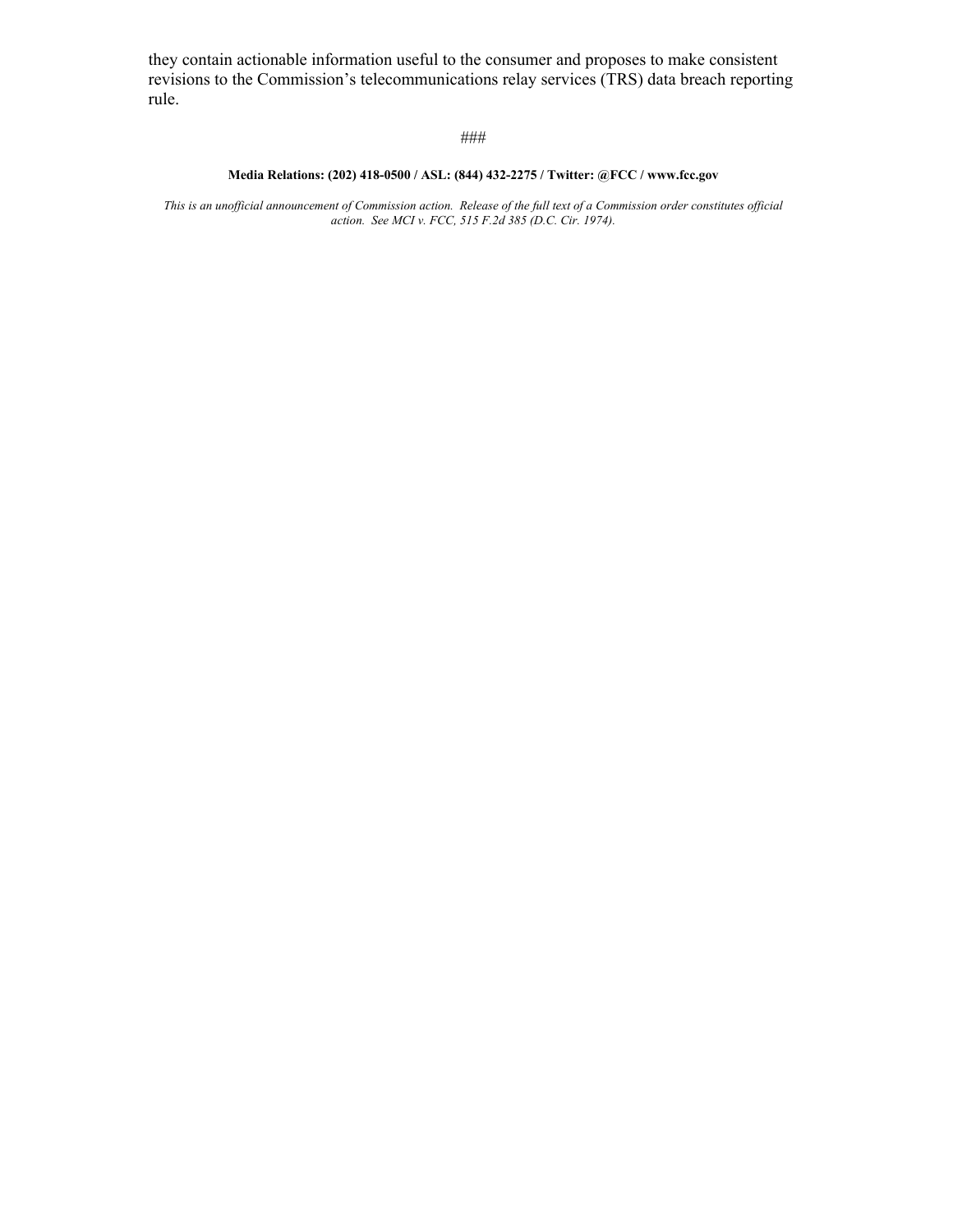they contain actionable information useful to the consumer and proposes to make consistent revisions to the Commission's telecommunications relay services (TRS) data breach reporting rule.

###

**Media Relations: (202) 418-0500 / ASL: (844) 432-2275 / Twitter: @FCC / www.fcc.gov**

*This is an unofficial announcement of Commission action. Release of the full text of a Commission order constitutes official action. See MCI v. FCC, 515 F.2d 385 (D.C. Cir. 1974).*